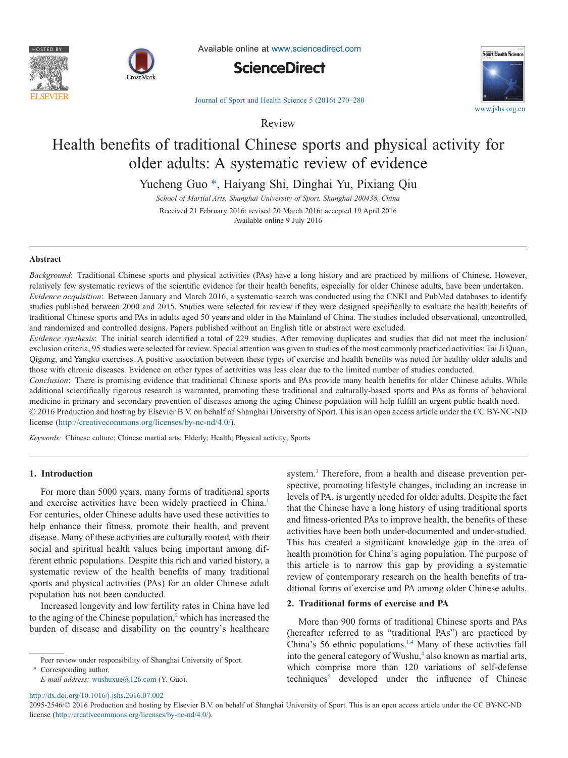Review

# Health benefits of traditional Chinese sports and physical activity for older adults: A systematic review of evidence

Yucheng Guo *, Haiyang Shi, Dinghai Yu, Pixiang Qiu

*School of Martial Arts, Shanghai University of Sport, Shanghai 200438, China*

Received 21 February 2016; revised 20 March 2016; accepted 19 April 2016
Available online 9 July 2016

## Abstract

*Background*: Traditional Chinese sports and physical activities (PAs) have a long history and are practiced by millions of Chinese. However, relatively few systematic reviews of the scientific evidence for their health benefits, especially for older Chinese adults, have been undertaken.

*Evidence acquisition*: Between January and March 2016, a systematic search was conducted using the CNKI and PubMed databases to identify studies published between 2000 and 2015. Studies were selected for review if they were designed specifically to evaluate the health benefits of traditional Chinese sports and PAs in adults aged 50 years and older in the Mainland of China. The studies included observational, uncontrolled, and randomized and controlled designs. Papers published without an English title or abstract were excluded.

*Evidence synthesis*: The initial search identified a total of 229 studies. After removing duplicates and studies that did not meet the inclusion/exclusion criteria, 95 studies were selected for review. Special attention was given to studies of the most commonly practiced activities: Tai Ji Quan, Qigong, and Yangko exercises. A positive association between these types of exercise and health benefits was noted for healthy older adults and those with chronic diseases. Evidence on other types of activities was less clear due to the limited number of studies conducted.

*Conclusion*: There is promising evidence that traditional Chinese sports and PAs provide many health benefits for older Chinese adults. While additional scientifically rigorous research is warranted, promoting these traditional and culturally-based sports and PAs as forms of behavioral medicine in primary and secondary prevention of diseases among the aging Chinese population will help fulfill an urgent public health need.

© 2016 Production and hosting by Elsevier B.V. on behalf of Shanghai University of Sport. This is an open access article under the CC BY-NC-ND license (http://creativecommons.org/licenses/by-nc-nd/4.0/).

*Keywords:* Chinese culture; Chinese martial arts; Elderly; Health; Physical activity; Sports

## 1. Introduction

For more than 5000 years, many forms of traditional sports and exercise activities have been widely practiced in China.[1] For centuries, older Chinese adults have used these activities to help enhance their fitness, promote their health, and prevent disease. Many of these activities are culturally rooted, with their social and spiritual health values being important among different ethnic populations. Despite this rich and varied history, a systematic review of the health benefits of many traditional sports and physical activities (PAs) for an older Chinese adult population has not been conducted.

Increased longevity and low fertility rates in China have led to the aging of the Chinese population,[2] which has increased the burden of disease and disability on the country's healthcare system.[3] Therefore, from a health and disease prevention perspective, promoting lifestyle changes, including an increase in levels of PA, is urgently needed for older adults. Despite the fact that the Chinese have a long history of using traditional sports and fitness-oriented PAs to improve health, the benefits of these activities have been both under-documented and under-studied. This has created a significant knowledge gap in the area of health promotion for China's aging population. The purpose of this article is to narrow this gap by providing a systematic review of contemporary research on the health benefits of traditional forms of exercise and PA among older Chinese adults.

## 2. Traditional forms of exercise and PA

More than 900 forms of traditional Chinese sports and PAs (hereafter referred to as "traditional PAs") are practiced by China's 56 ethnic populations.[1,4] Many of these activities fall into the general category of Wushu,[4] also known as martial arts, which comprise more than 120 variations of self-defense techniques[5] developed under the influence of Chinese

Peer review under responsibility of Shanghai University of Sport.

\* Corresponding author.

*E-mail address:* wushuxue@126.com (Y. Guo).

http://dx.doi.org/10.1016/j.jshs.2016.07.002

2095-2546/© 2016 Production and hosting by Elsevier B.V. on behalf of Shanghai University of Sport. This is an open access article under the CC BY-NC-ND license (http://creativecommons.org/licenses/by-nc-nd/4.0/).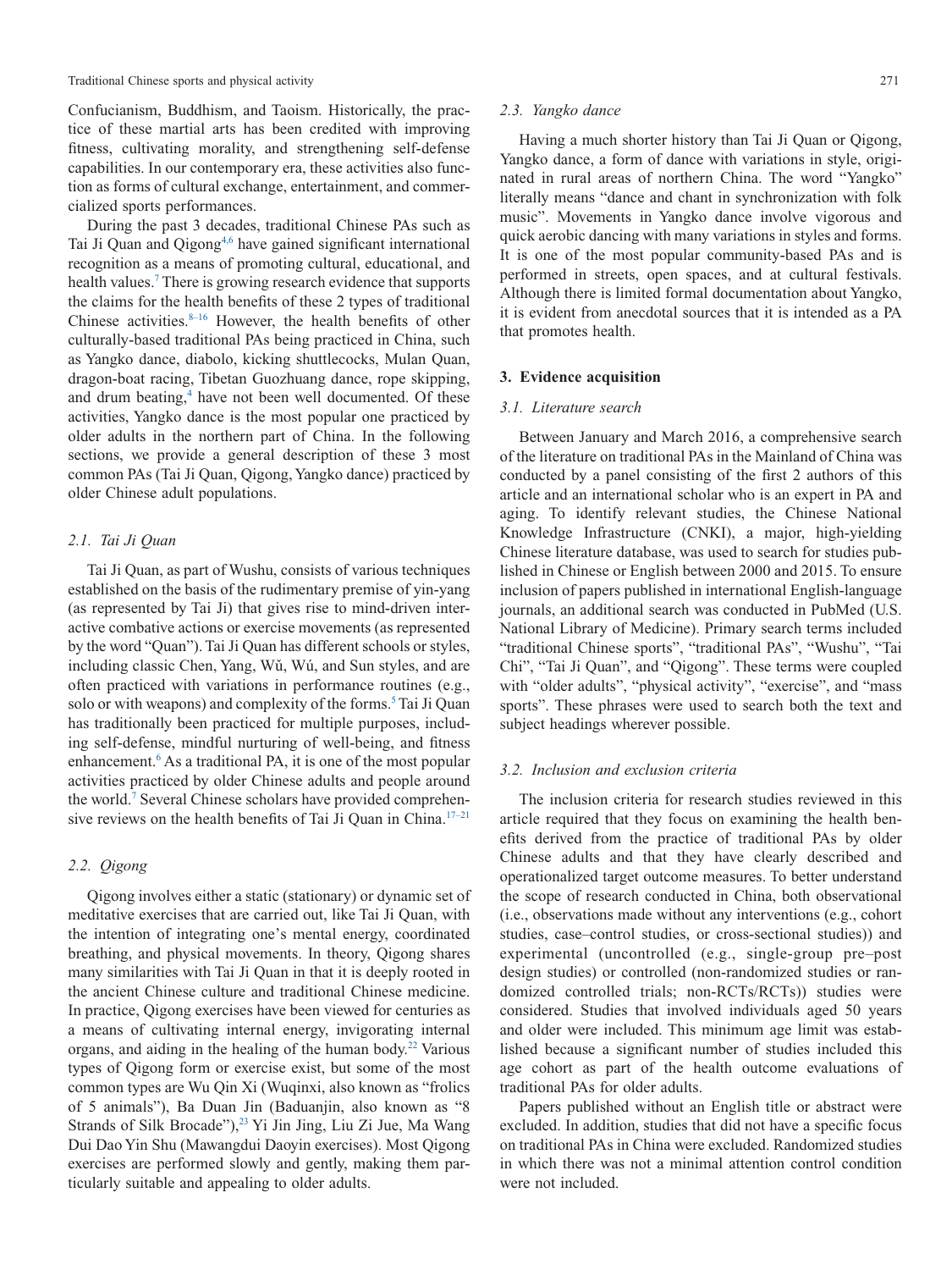Confucianism, Buddhism, and Taoism. Historically, the practice of these martial arts has been credited with improving fitness, cultivating morality, and strengthening self-defense capabilities. In our contemporary era, these activities also function as forms of cultural exchange, entertainment, and commercialized sports performances.

During the past 3 decades, traditional Chinese PAs such as Tai Ji Quan and Qigong[4,6] have gained significant international recognition as a means of promoting cultural, educational, and health values.[7] There is growing research evidence that supports the claims for the health benefits of these 2 types of traditional Chinese activities.[8–16] However, the health benefits of other culturally-based traditional PAs being practiced in China, such as Yangko dance, diabolo, kicking shuttlecocks, Mulan Quan, dragon-boat racing, Tibetan Guozhuang dance, rope skipping, and drum beating,[4] have not been well documented. Of these activities, Yangko dance is the most popular one practiced by older adults in the northern part of China. In the following sections, we provide a general description of these 3 most common PAs (Tai Ji Quan, Qigong, Yangko dance) practiced by older Chinese adult populations.

### 2.1. Tai Ji Quan

Tai Ji Quan, as part of Wushu, consists of various techniques established on the basis of the rudimentary premise of yin-yang (as represented by Tai Ji) that gives rise to mind-driven interactive combative actions or exercise movements (as represented by the word "Quan"). Tai Ji Quan has different schools or styles, including classic Chen, Yang, Wǔ, Wú, and Sun styles, and are often practiced with variations in performance routines (e.g., solo or with weapons) and complexity of the forms.[5] Tai Ji Quan has traditionally been practiced for multiple purposes, including self-defense, mindful nurturing of well-being, and fitness enhancement.[6] As a traditional PA, it is one of the most popular activities practiced by older Chinese adults and people around the world.[7] Several Chinese scholars have provided comprehensive reviews on the health benefits of Tai Ji Quan in China.[17–21]

### 2.2. Qigong

Qigong involves either a static (stationary) or dynamic set of meditative exercises that are carried out, like Tai Ji Quan, with the intention of integrating one's mental energy, coordinated breathing, and physical movements. In theory, Qigong shares many similarities with Tai Ji Quan in that it is deeply rooted in the ancient Chinese culture and traditional Chinese medicine. In practice, Qigong exercises have been viewed for centuries as a means of cultivating internal energy, invigorating internal organs, and aiding in the healing of the human body.[22] Various types of Qigong form or exercise exist, but some of the most common types are Wu Qin Xi (Wuqinxi, also known as "frolics of 5 animals"), Ba Duan Jin (Baduanjin, also known as "8 Strands of Silk Brocade"),[23] Yi Jin Jing, Liu Zi Jue, Ma Wang Dui Dao Yin Shu (Mawangdui Daoyin exercises). Most Qigong exercises are performed slowly and gently, making them particularly suitable and appealing to older adults.

### 2.3. Yangko dance

Having a much shorter history than Tai Ji Quan or Qigong, Yangko dance, a form of dance with variations in style, originated in rural areas of northern China. The word "Yangko" literally means "dance and chant in synchronization with folk music". Movements in Yangko dance involve vigorous and quick aerobic dancing with many variations in styles and forms. It is one of the most popular community-based PAs and is performed in streets, open spaces, and at cultural festivals. Although there is limited formal documentation about Yangko, it is evident from anecdotal sources that it is intended as a PA that promotes health.

## 3. Evidence acquisition

### 3.1. Literature search

Between January and March 2016, a comprehensive search of the literature on traditional PAs in the Mainland of China was conducted by a panel consisting of the first 2 authors of this article and an international scholar who is an expert in PA and aging. To identify relevant studies, the Chinese National Knowledge Infrastructure (CNKI), a major, high-yielding Chinese literature database, was used to search for studies published in Chinese or English between 2000 and 2015. To ensure inclusion of papers published in international English-language journals, an additional search was conducted in PubMed (U.S. National Library of Medicine). Primary search terms included "traditional Chinese sports", "traditional PAs", "Wushu", "Tai Chi", "Tai Ji Quan", and "Qigong". These terms were coupled with "older adults", "physical activity", "exercise", and "mass sports". These phrases were used to search both the text and subject headings wherever possible.

### 3.2. Inclusion and exclusion criteria

The inclusion criteria for research studies reviewed in this article required that they focus on examining the health benefits derived from the practice of traditional PAs by older Chinese adults and that they have clearly described and operationalized target outcome measures. To better understand the scope of research conducted in China, both observational (i.e., observations made without any interventions (e.g., cohort studies, case–control studies, or cross-sectional studies)) and experimental (uncontrolled (e.g., single-group pre–post design studies) or controlled (non-randomized studies or randomized controlled trials; non-RCTs/RCTs)) studies were considered. Studies that involved individuals aged 50 years and older were included. This minimum age limit was established because a significant number of studies included this age cohort as part of the health outcome evaluations of traditional PAs for older adults.

Papers published without an English title or abstract were excluded. In addition, studies that did not have a specific focus on traditional PAs in China were excluded. Randomized studies in which there was not a minimal attention control condition were not included.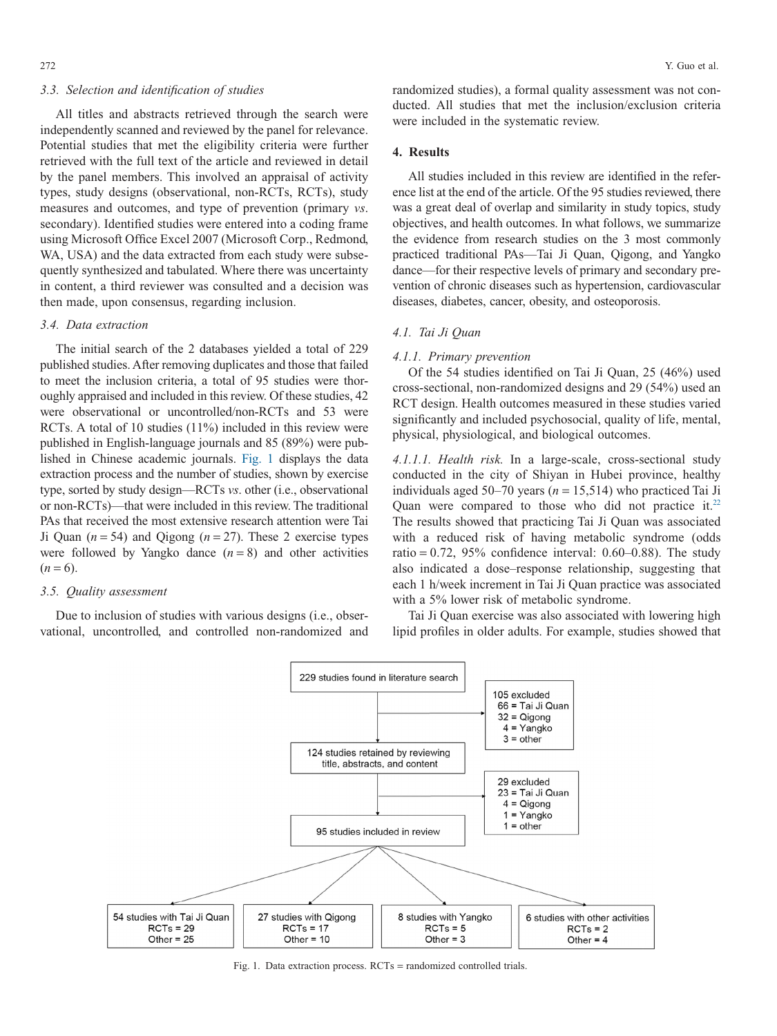### 3.3. Selection and identification of studies

All titles and abstracts retrieved through the search were independently scanned and reviewed by the panel for relevance. Potential studies that met the eligibility criteria were further retrieved with the full text of the article and reviewed in detail by the panel members. This involved an appraisal of activity types, study designs (observational, non-RCTs, RCTs), study measures and outcomes, and type of prevention (primary *vs*. secondary). Identified studies were entered into a coding frame using Microsoft Office Excel 2007 (Microsoft Corp., Redmond, WA, USA) and the data extracted from each study were subsequently synthesized and tabulated. Where there was uncertainty in content, a third reviewer was consulted and a decision was then made, upon consensus, regarding inclusion.

### 3.4. Data extraction

The initial search of the 2 databases yielded a total of 229 published studies. After removing duplicates and those that failed to meet the inclusion criteria, a total of 95 studies were thoroughly appraised and included in this review. Of these studies, 42 were observational or uncontrolled/non-RCTs and 53 were RCTs. A total of 10 studies (11%) included in this review were published in English-language journals and 85 (89%) were published in Chinese academic journals. Fig. 1 displays the data extraction process and the number of studies, shown by exercise type, sorted by study design—RCTs *vs*. other (i.e., observational or non-RCTs)—that were included in this review. The traditional PAs that received the most extensive research attention were Tai Ji Quan ($n = 54$) and Qigong ($n = 27$). These 2 exercise types were followed by Yangko dance ($n = 8$) and other activities ($n = 6$).

### 3.5. Quality assessment

Due to inclusion of studies with various designs (i.e., observational, uncontrolled, and controlled non-randomized and randomized studies), a formal quality assessment was not conducted. All studies that met the inclusion/exclusion criteria were included in the systematic review.

## 4. Results

All studies included in this review are identified in the reference list at the end of the article. Of the 95 studies reviewed, there was a great deal of overlap and similarity in study topics, study objectives, and health outcomes. In what follows, we summarize the evidence from research studies on the 3 most commonly practiced traditional PAs—Tai Ji Quan, Qigong, and Yangko dance—for their respective levels of primary and secondary prevention of chronic diseases such as hypertension, cardiovascular diseases, diabetes, cancer, obesity, and osteoporosis.

### 4.1. Tai Ji Quan

#### 4.1.1. Primary prevention

Of the 54 studies identified on Tai Ji Quan, 25 (46%) used cross-sectional, non-randomized designs and 29 (54%) used an RCT design. Health outcomes measured in these studies varied significantly and included psychosocial, quality of life, mental, physical, physiological, and biological outcomes.

*4.1.1.1. Health risk.* In a large-scale, cross-sectional study conducted in the city of Shiyan in Hubei province, healthy individuals aged 50–70 years ($n = 15{,}514$) who practiced Tai Ji Quan were compared to those who did not practice it.[22] The results showed that practicing Tai Ji Quan was associated with a reduced risk of having metabolic syndrome (odds ratio = 0.72, 95% confidence interval: 0.60–0.88). The study also indicated a dose–response relationship, suggesting that each 1 h/week increment in Tai Ji Quan practice was associated with a 5% lower risk of metabolic syndrome.

Tai Ji Quan exercise was also associated with lowering high lipid profiles in older adults. For example, studies showed that

229 studies found in literature search
→ 105 excluded: 66 = Tai Ji Quan; 32 = Qigong; 4 = Yangko; 3 = other
124 studies retained by reviewing title, abstracts, and content
→ 29 excluded: 23 = Tai Ji Quan; 4 = Qigong; 1 = Yangko; 1 = other
95 studies included in review

| 54 studies with Tai Ji Quan | 27 studies with Qigong | 8 studies with Yangko | 6 studies with other activities |
|---|---|---|---|
| RCTs = 29 | RCTs = 17 | RCTs = 5 | RCTs = 2 |
| Other = 25 | Other = 10 | Other = 3 | Other = 4 |

Fig. 1. Data extraction process. RCTs = randomized controlled trials.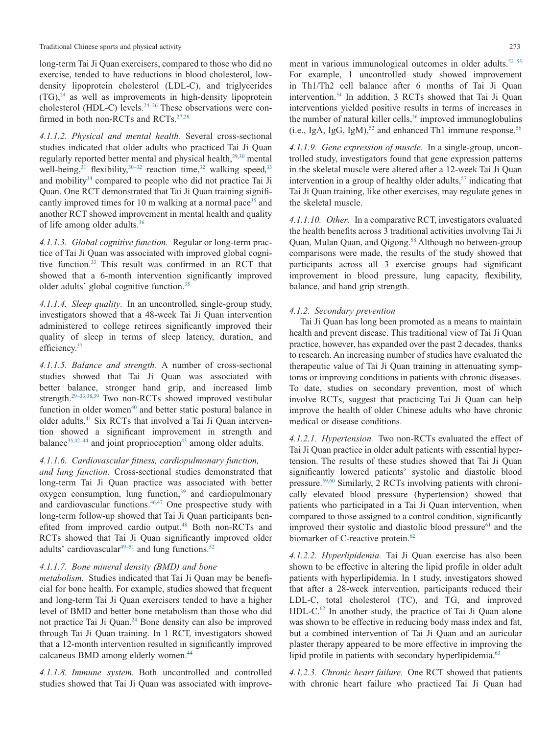long-term Tai Ji Quan exercisers, compared to those who did no exercise, tended to have reductions in blood cholesterol, low-density lipoprotein cholesterol (LDL-C), and triglycerides (TG),[24] as well as improvements in high-density lipoprotein cholesterol (HDL-C) levels.[24–26] These observations were confirmed in both non-RCTs and RCTs.[27,28]

*4.1.1.2. Physical and mental health.* Several cross-sectional studies indicated that older adults who practiced Tai Ji Quan regularly reported better mental and physical health,[29,30] mental well-being,[31] flexibility,[30–32] reaction time,[32] walking speed,[33] and mobility[34] compared to people who did not practice Tai Ji Quan. One RCT demonstrated that Tai Ji Quan training significantly improved times for 10 m walking at a normal pace[35] and another RCT showed improvement in mental health and quality of life among older adults.[36]

*4.1.1.3. Global cognitive function.* Regular or long-term practice of Tai Ji Quan was associated with improved global cognitive function.[33] This result was confirmed in an RCT that showed that a 6-month intervention significantly improved older adults' global cognitive function.[35]

*4.1.1.4. Sleep quality.* In an uncontrolled, single-group study, investigators showed that a 48-week Tai Ji Quan intervention administered to college retirees significantly improved their quality of sleep in terms of sleep latency, duration, and efficiency.[37]

*4.1.1.5. Balance and strength.* A number of cross-sectional studies showed that Tai Ji Quan was associated with better balance, stronger hand grip, and increased limb strength.[29–33,38,39] Two non-RCTs showed improved vestibular function in older women[40] and better static postural balance in older adults.[41] Six RCTs that involved a Tai Ji Quan intervention showed a significant improvement in strength and balance[35,42–44] and joint proprioception[45] among older adults.

*4.1.1.6. Cardiovascular fitness, cardiopulmonary function, and lung function.* Cross-sectional studies demonstrated that long-term Tai Ji Quan practice was associated with better oxygen consumption, lung function,[39] and cardiopulmonary and cardiovascular functions.[46,47] One prospective study with long-term follow-up showed that Tai Ji Quan participants benefited from improved cardio output.[48] Both non-RCTs and RCTs showed that Tai Ji Quan significantly improved older adults' cardiovascular[49–51] and lung functions.[52]

*4.1.1.7. Bone mineral density (BMD) and bone metabolism.* Studies indicated that Tai Ji Quan may be beneficial for bone health. For example, studies showed that frequent and long-term Tai Ji Quan exercisers tended to have a higher level of BMD and better bone metabolism than those who did not practice Tai Ji Quan.[24] Bone density can also be improved through Tai Ji Quan training. In 1 RCT, investigators showed that a 12-month intervention resulted in significantly improved calcaneus BMD among elderly women.[44]

*4.1.1.8. Immune system.* Both uncontrolled and controlled studies showed that Tai Ji Quan was associated with improvement in various immunological outcomes in older adults.[52–55] For example, 1 uncontrolled study showed improvement in Th1/Th2 cell balance after 6 months of Tai Ji Quan intervention.[54] In addition, 3 RCTs showed that Tai Ji Quan interventions yielded positive results in terms of increases in the number of natural killer cells,[56] improved immunoglobulins (i.e., IgA, IgG, IgM),[52] and enhanced Th1 immune response.[56]

*4.1.1.9. Gene expression of muscle.* In a single-group, uncontrolled study, investigators found that gene expression patterns in the skeletal muscle were altered after a 12-week Tai Ji Quan intervention in a group of healthy older adults,[57] indicating that Tai Ji Quan training, like other exercises, may regulate genes in the skeletal muscle.

*4.1.1.10. Other.* In a comparative RCT, investigators evaluated the health benefits across 3 traditional activities involving Tai Ji Quan, Mulan Quan, and Qigong.[58] Although no between-group comparisons were made, the results of the study showed that participants across all 3 exercise groups had significant improvement in blood pressure, lung capacity, flexibility, balance, and hand grip strength.

#### *4.1.2. Secondary prevention*

Tai Ji Quan has long been promoted as a means to maintain health and prevent disease. This traditional view of Tai Ji Quan practice, however, has expanded over the past 2 decades, thanks to research. An increasing number of studies have evaluated the therapeutic value of Tai Ji Quan training in attenuating symptoms or improving conditions in patients with chronic diseases. To date, studies on secondary prevention, most of which involve RCTs, suggest that practicing Tai Ji Quan can help improve the health of older Chinese adults who have chronic medical or disease conditions.

*4.1.2.1. Hypertension.* Two non-RCTs evaluated the effect of Tai Ji Quan practice in older adult patients with essential hypertension. The results of these studies showed that Tai Ji Quan significantly lowered patients' systolic and diastolic blood pressure.[59,60] Similarly, 2 RCTs involving patients with chronically elevated blood pressure (hypertension) showed that patients who participated in a Tai Ji Quan intervention, when compared to those assigned to a control condition, significantly improved their systolic and diastolic blood pressure[61] and the biomarker of C-reactive protein.[62]

*4.1.2.2. Hyperlipidemia.* Tai Ji Quan exercise has also been shown to be effective in altering the lipid profile in older adult patients with hyperlipidemia. In 1 study, investigators showed that after a 28-week intervention, participants reduced their LDL-C, total cholesterol (TC), and TG, and improved HDL-C.[62] In another study, the practice of Tai Ji Quan alone was shown to be effective in reducing body mass index and fat, but a combined intervention of Tai Ji Quan and an auricular plaster therapy appeared to be more effective in improving the lipid profile in patients with secondary hyperlipidemia.[63]

*4.1.2.3. Chronic heart failure.* One RCT showed that patients with chronic heart failure who practiced Tai Ji Quan had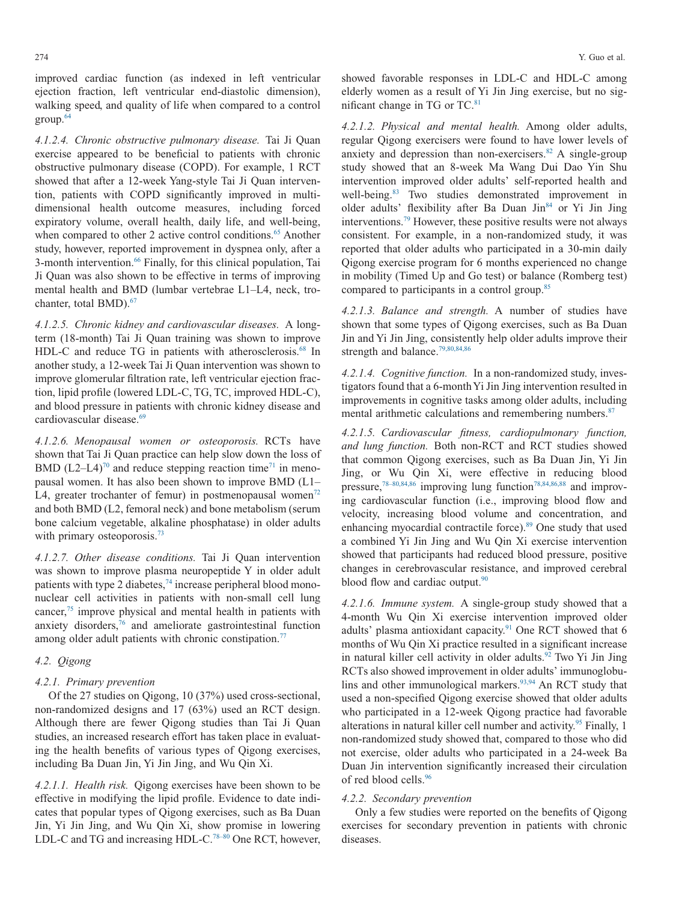improved cardiac function (as indexed in left ventricular ejection fraction, left ventricular end-diastolic dimension), walking speed, and quality of life when compared to a control group.[64]

*4.1.2.4. Chronic obstructive pulmonary disease.* Tai Ji Quan exercise appeared to be beneficial to patients with chronic obstructive pulmonary disease (COPD). For example, 1 RCT showed that after a 12-week Yang-style Tai Ji Quan intervention, patients with COPD significantly improved in multi-dimensional health outcome measures, including forced expiratory volume, overall health, daily life, and well-being, when compared to other 2 active control conditions.[65] Another study, however, reported improvement in dyspnea only, after a 3-month intervention.[66] Finally, for this clinical population, Tai Ji Quan was also shown to be effective in terms of improving mental health and BMD (lumbar vertebrae L1–L4, neck, trochanter, total BMD).[67]

*4.1.2.5. Chronic kidney and cardiovascular diseases.* A long-term (18-month) Tai Ji Quan training was shown to improve HDL-C and reduce TG in patients with atherosclerosis.[68] In another study, a 12-week Tai Ji Quan intervention was shown to improve glomerular filtration rate, left ventricular ejection fraction, lipid profile (lowered LDL-C, TG, TC, improved HDL-C), and blood pressure in patients with chronic kidney disease and cardiovascular disease.[69]

*4.1.2.6. Menopausal women or osteoporosis.* RCTs have shown that Tai Ji Quan practice can help slow down the loss of BMD (L2–L4)[70] and reduce stepping reaction time[71] in menopausal women. It has also been shown to improve BMD (L1–L4, greater trochanter of femur) in postmenopausal women[72] and both BMD (L2, femoral neck) and bone metabolism (serum bone calcium vegetable, alkaline phosphatase) in older adults with primary osteoporosis.[73]

*4.1.2.7. Other disease conditions.* Tai Ji Quan intervention was shown to improve plasma neuropeptide Y in older adult patients with type 2 diabetes,[74] increase peripheral blood mononuclear cell activities in patients with non-small cell lung cancer,[75] improve physical and mental health in patients with anxiety disorders,[76] and ameliorate gastrointestinal function among older adult patients with chronic constipation.[77]

### 4.2. Qigong

#### 4.2.1. Primary prevention

Of the 27 studies on Qigong, 10 (37%) used cross-sectional, non-randomized designs and 17 (63%) used an RCT design. Although there are fewer Qigong studies than Tai Ji Quan studies, an increased research effort has taken place in evaluating the health benefits of various types of Qigong exercises, including Ba Duan Jin, Yi Jin Jing, and Wu Qin Xi.

*4.2.1.1. Health risk.* Qigong exercises have been shown to be effective in modifying the lipid profile. Evidence to date indicates that popular types of Qigong exercises, such as Ba Duan Jin, Yi Jin Jing, and Wu Qin Xi, show promise in lowering LDL-C and TG and increasing HDL-C.[78–80] One RCT, however, showed favorable responses in LDL-C and HDL-C among elderly women as a result of Yi Jin Jing exercise, but no significant change in TG or TC.[81]

*4.2.1.2. Physical and mental health.* Among older adults, regular Qigong exercisers were found to have lower levels of anxiety and depression than non-exercisers.[82] A single-group study showed that an 8-week Ma Wang Dui Dao Yin Shu intervention improved older adults' self-reported health and well-being.[83] Two studies demonstrated improvement in older adults' flexibility after Ba Duan Jin[84] or Yi Jin Jing interventions.[79] However, these positive results were not always consistent. For example, in a non-randomized study, it was reported that older adults who participated in a 30-min daily Qigong exercise program for 6 months experienced no change in mobility (Timed Up and Go test) or balance (Romberg test) compared to participants in a control group.[85]

*4.2.1.3. Balance and strength.* A number of studies have shown that some types of Qigong exercises, such as Ba Duan Jin and Yi Jin Jing, consistently help older adults improve their strength and balance.[79,80,84,86]

*4.2.1.4. Cognitive function.* In a non-randomized study, investigators found that a 6-month Yi Jin Jing intervention resulted in improvements in cognitive tasks among older adults, including mental arithmetic calculations and remembering numbers.[87]

*4.2.1.5. Cardiovascular fitness, cardiopulmonary function, and lung function.* Both non-RCT and RCT studies showed that common Qigong exercises, such as Ba Duan Jin, Yi Jin Jing, or Wu Qin Xi, were effective in reducing blood pressure,[78–80,84,86] improving lung function[78,84,86,88] and improving cardiovascular function (i.e., improving blood flow and velocity, increasing blood volume and concentration, and enhancing myocardial contractile force).[89] One study that used a combined Yi Jin Jing and Wu Qin Xi exercise intervention showed that participants had reduced blood pressure, positive changes in cerebrovascular resistance, and improved cerebral blood flow and cardiac output.[90]

*4.2.1.6. Immune system.* A single-group study showed that a 4-month Wu Qin Xi exercise intervention improved older adults' plasma antioxidant capacity.[91] One RCT showed that 6 months of Wu Qin Xi practice resulted in a significant increase in natural killer cell activity in older adults.[92] Two Yi Jin Jing RCTs also showed improvement in older adults' immunoglobulins and other immunological markers.[93,94] An RCT study that used a non-specified Qigong exercise showed that older adults who participated in a 12-week Qigong practice had favorable alterations in natural killer cell number and activity.[95] Finally, 1 non-randomized study showed that, compared to those who did not exercise, older adults who participated in a 24-week Ba Duan Jin intervention significantly increased their circulation of red blood cells.[96]

#### 4.2.2. Secondary prevention

Only a few studies were reported on the benefits of Qigong exercises for secondary prevention in patients with chronic diseases.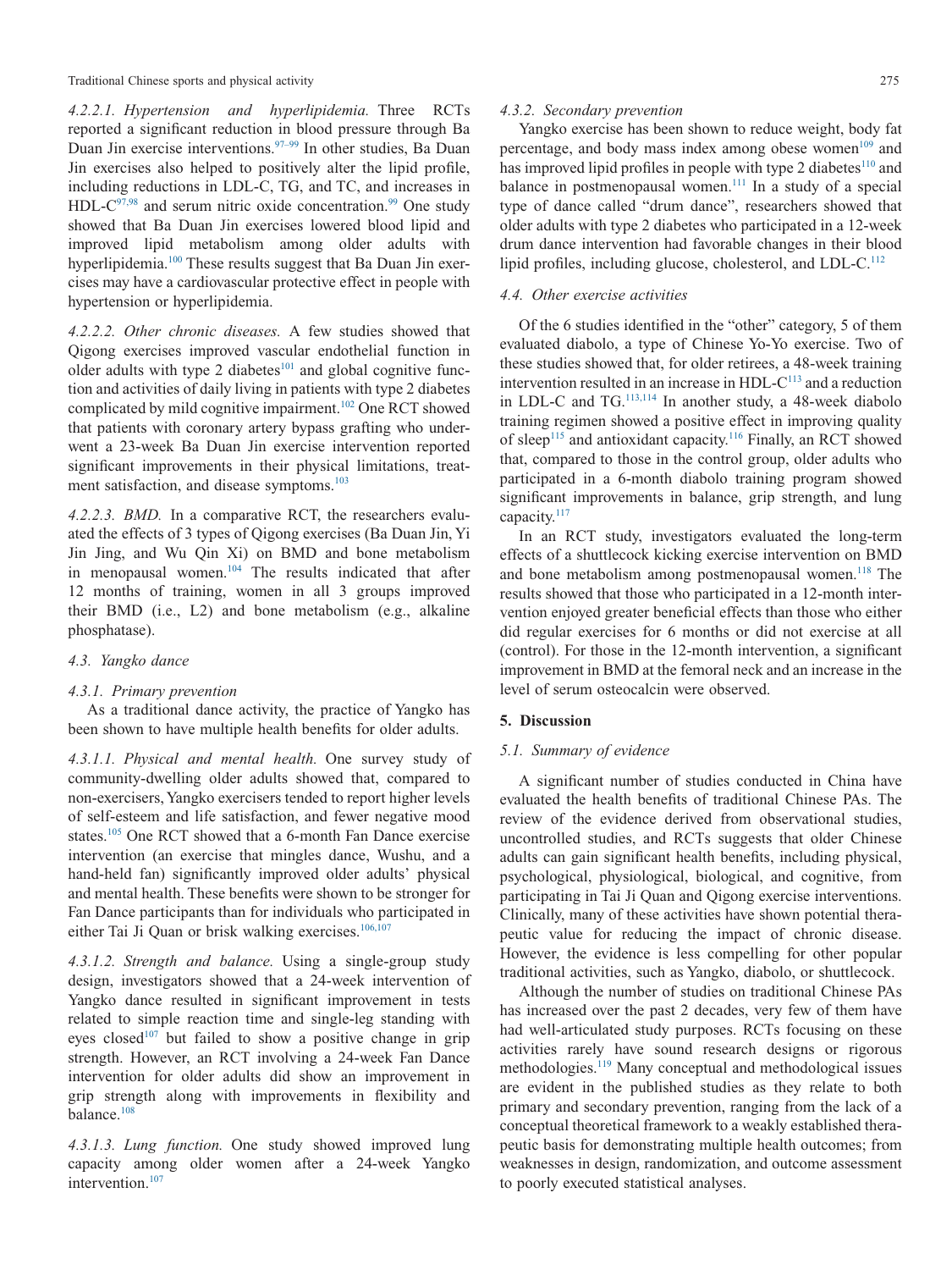#### 4.2.2.1. Hypertension and hyperlipidemia.

Three RCTs reported a significant reduction in blood pressure through Ba Duan Jin exercise interventions.[97–99] In other studies, Ba Duan Jin exercises also helped to positively alter the lipid profile, including reductions in LDL-C, TG, and TC, and increases in HDL-C[97,98] and serum nitric oxide concentration.[99] One study showed that Ba Duan Jin exercises lowered blood lipid and improved lipid metabolism among older adults with hyperlipidemia.[100] These results suggest that Ba Duan Jin exercises may have a cardiovascular protective effect in people with hypertension or hyperlipidemia.

#### 4.2.2.2. Other chronic diseases.

A few studies showed that Qigong exercises improved vascular endothelial function in older adults with type 2 diabetes[101] and global cognitive function and activities of daily living in patients with type 2 diabetes complicated by mild cognitive impairment.[102] One RCT showed that patients with coronary artery bypass grafting who underwent a 23-week Ba Duan Jin exercise intervention reported significant improvements in their physical limitations, treatment satisfaction, and disease symptoms.[103]

#### 4.2.2.3. BMD.

In a comparative RCT, the researchers evaluated the effects of 3 types of Qigong exercises (Ba Duan Jin, Yi Jin Jing, and Wu Qin Xi) on BMD and bone metabolism in menopausal women.[104] The results indicated that after 12 months of training, women in all 3 groups improved their BMD (i.e., L2) and bone metabolism (e.g., alkaline phosphatase).

### 4.3. Yangko dance

#### 4.3.1. Primary prevention

As a traditional dance activity, the practice of Yangko has been shown to have multiple health benefits for older adults.

#### 4.3.1.1. Physical and mental health.

One survey study of community-dwelling older adults showed that, compared to non-exercisers, Yangko exercisers tended to report higher levels of self-esteem and life satisfaction, and fewer negative mood states.[105] One RCT showed that a 6-month Fan Dance exercise intervention (an exercise that mingles dance, Wushu, and a hand-held fan) significantly improved older adults' physical and mental health. These benefits were shown to be stronger for Fan Dance participants than for individuals who participated in either Tai Ji Quan or brisk walking exercises.[106,107]

#### 4.3.1.2. Strength and balance.

Using a single-group study design, investigators showed that a 24-week intervention of Yangko dance resulted in significant improvement in tests related to simple reaction time and single-leg standing with eyes closed[107] but failed to show a positive change in grip strength. However, an RCT involving a 24-week Fan Dance intervention for older adults did show an improvement in grip strength along with improvements in flexibility and balance.[108]

#### 4.3.1.3. Lung function.

One study showed improved lung capacity among older women after a 24-week Yangko intervention.[107]

#### 4.3.2. Secondary prevention

Yangko exercise has been shown to reduce weight, body fat percentage, and body mass index among obese women[109] and has improved lipid profiles in people with type 2 diabetes[110] and balance in postmenopausal women.[111] In a study of a special type of dance called "drum dance", researchers showed that older adults with type 2 diabetes who participated in a 12-week drum dance intervention had favorable changes in their blood lipid profiles, including glucose, cholesterol, and LDL-C.[112]

### 4.4. Other exercise activities

Of the 6 studies identified in the "other" category, 5 of them evaluated diabolo, a type of Chinese Yo-Yo exercise. Two of these studies showed that, for older retirees, a 48-week training intervention resulted in an increase in HDL-C[113] and a reduction in LDL-C and TG.[113,114] In another study, a 48-week diabolo training regimen showed a positive effect in improving quality of sleep[115] and antioxidant capacity.[116] Finally, an RCT showed that, compared to those in the control group, older adults who participated in a 6-month diabolo training program showed significant improvements in balance, grip strength, and lung capacity.[117]

In an RCT study, investigators evaluated the long-term effects of a shuttlecock kicking exercise intervention on BMD and bone metabolism among postmenopausal women.[118] The results showed that those who participated in a 12-month intervention enjoyed greater beneficial effects than those who either did regular exercises for 6 months or did not exercise at all (control). For those in the 12-month intervention, a significant improvement in BMD at the femoral neck and an increase in the level of serum osteocalcin were observed.

## 5. Discussion

### 5.1. Summary of evidence

A significant number of studies conducted in China have evaluated the health benefits of traditional Chinese PAs. The review of the evidence derived from observational studies, uncontrolled studies, and RCTs suggests that older Chinese adults can gain significant health benefits, including physical, psychological, physiological, biological, and cognitive, from participating in Tai Ji Quan and Qigong exercise interventions. Clinically, many of these activities have shown potential therapeutic value for reducing the impact of chronic disease. However, the evidence is less compelling for other popular traditional activities, such as Yangko, diabolo, or shuttlecock.

Although the number of studies on traditional Chinese PAs has increased over the past 2 decades, very few of them have had well-articulated study purposes. RCTs focusing on these activities rarely have sound research designs or rigorous methodologies.[119] Many conceptual and methodological issues are evident in the published studies as they relate to both primary and secondary prevention, ranging from the lack of a conceptual theoretical framework to a weakly established therapeutic basis for demonstrating multiple health outcomes; from weaknesses in design, randomization, and outcome assessment to poorly executed statistical analyses.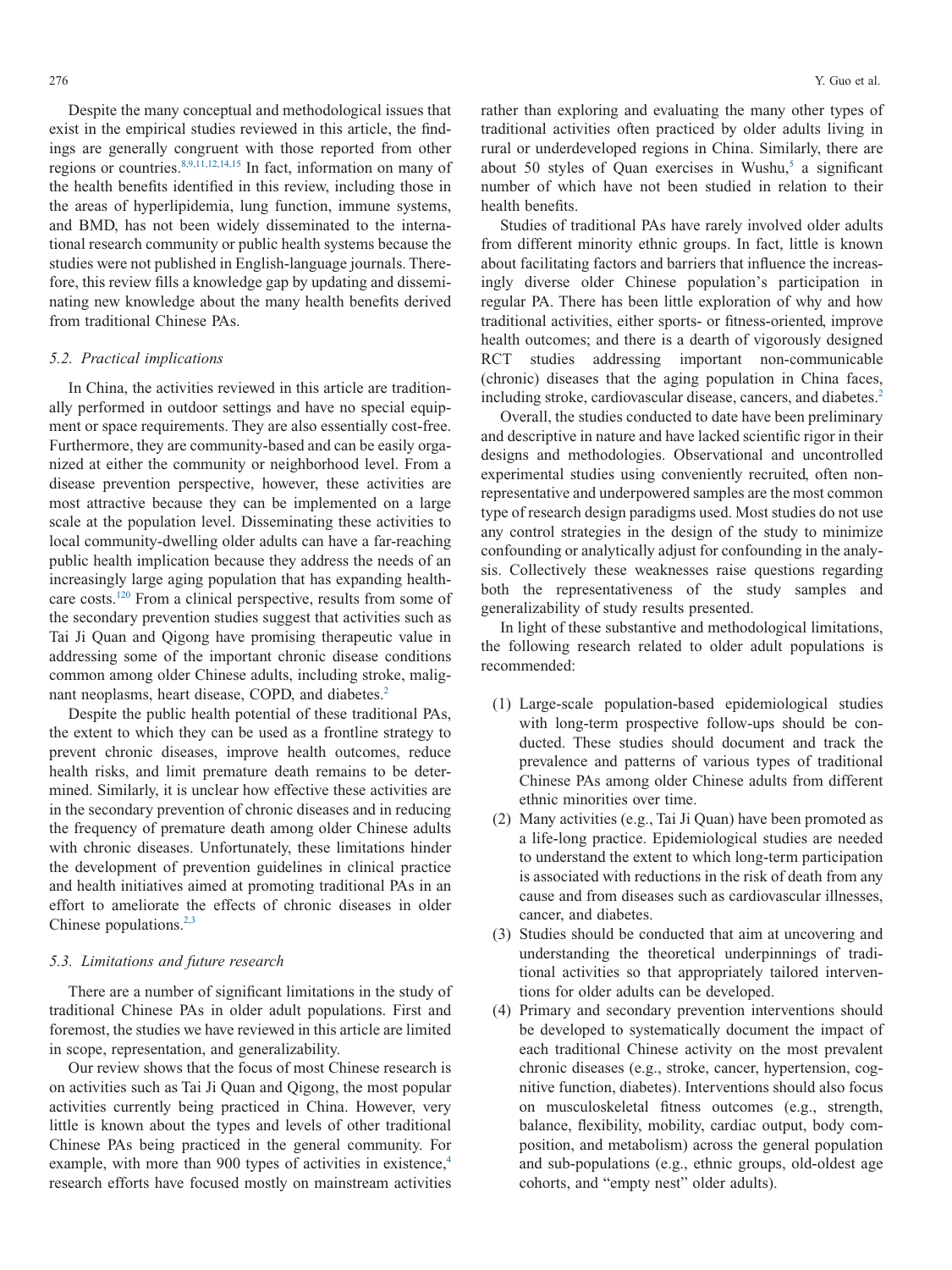Despite the many conceptual and methodological issues that exist in the empirical studies reviewed in this article, the findings are generally congruent with those reported from other regions or countries.[8,9,11,12,14,15] In fact, information on many of the health benefits identified in this review, including those in the areas of hyperlipidemia, lung function, immune systems, and BMD, has not been widely disseminated to the international research community or public health systems because the studies were not published in English-language journals. Therefore, this review fills a knowledge gap by updating and disseminating new knowledge about the many health benefits derived from traditional Chinese PAs.

### 5.2. Practical implications

In China, the activities reviewed in this article are traditionally performed in outdoor settings and have no special equipment or space requirements. They are also essentially cost-free. Furthermore, they are community-based and can be easily organized at either the community or neighborhood level. From a disease prevention perspective, however, these activities are most attractive because they can be implemented on a large scale at the population level. Disseminating these activities to local community-dwelling older adults can have a far-reaching public health implication because they address the needs of an increasingly large aging population that has expanding healthcare costs.[120] From a clinical perspective, results from some of the secondary prevention studies suggest that activities such as Tai Ji Quan and Qigong have promising therapeutic value in addressing some of the important chronic disease conditions common among older Chinese adults, including stroke, malignant neoplasms, heart disease, COPD, and diabetes.[2]

Despite the public health potential of these traditional PAs, the extent to which they can be used as a frontline strategy to prevent chronic diseases, improve health outcomes, reduce health risks, and limit premature death remains to be determined. Similarly, it is unclear how effective these activities are in the secondary prevention of chronic diseases and in reducing the frequency of premature death among older Chinese adults with chronic diseases. Unfortunately, these limitations hinder the development of prevention guidelines in clinical practice and health initiatives aimed at promoting traditional PAs in an effort to ameliorate the effects of chronic diseases in older Chinese populations.[2,3]

### 5.3. Limitations and future research

There are a number of significant limitations in the study of traditional Chinese PAs in older adult populations. First and foremost, the studies we have reviewed in this article are limited in scope, representation, and generalizability.

Our review shows that the focus of most Chinese research is on activities such as Tai Ji Quan and Qigong, the most popular activities currently being practiced in China. However, very little is known about the types and levels of other traditional Chinese PAs being practiced in the general community. For example, with more than 900 types of activities in existence,[4] research efforts have focused mostly on mainstream activities rather than exploring and evaluating the many other types of traditional activities often practiced by older adults living in rural or underdeveloped regions in China. Similarly, there are about 50 styles of Quan exercises in Wushu,[5] a significant number of which have not been studied in relation to their health benefits.

Studies of traditional PAs have rarely involved older adults from different minority ethnic groups. In fact, little is known about facilitating factors and barriers that influence the increasingly diverse older Chinese population's participation in regular PA. There has been little exploration of why and how traditional activities, either sports- or fitness-oriented, improve health outcomes; and there is a dearth of vigorously designed RCT studies addressing important non-communicable (chronic) diseases that the aging population in China faces, including stroke, cardiovascular disease, cancers, and diabetes.[2]

Overall, the studies conducted to date have been preliminary and descriptive in nature and have lacked scientific rigor in their designs and methodologies. Observational and uncontrolled experimental studies using conveniently recruited, often non-representative and underpowered samples are the most common type of research design paradigms used. Most studies do not use any control strategies in the design of the study to minimize confounding or analytically adjust for confounding in the analysis. Collectively these weaknesses raise questions regarding both the representativeness of the study samples and generalizability of study results presented.

In light of these substantive and methodological limitations, the following research related to older adult populations is recommended:

(1) Large-scale population-based epidemiological studies with long-term prospective follow-ups should be conducted. These studies should document and track the prevalence and patterns of various types of traditional Chinese PAs among older Chinese adults from different ethnic minorities over time.
(2) Many activities (e.g., Tai Ji Quan) have been promoted as a life-long practice. Epidemiological studies are needed to understand the extent to which long-term participation is associated with reductions in the risk of death from any cause and from diseases such as cardiovascular illnesses, cancer, and diabetes.
(3) Studies should be conducted that aim at uncovering and understanding the theoretical underpinnings of traditional activities so that appropriately tailored interventions for older adults can be developed.
(4) Primary and secondary prevention interventions should be developed to systematically document the impact of each traditional Chinese activity on the most prevalent chronic diseases (e.g., stroke, cancer, hypertension, cognitive function, diabetes). Interventions should also focus on musculoskeletal fitness outcomes (e.g., strength, balance, flexibility, mobility, cardiac output, body composition, and metabolism) across the general population and sub-populations (e.g., ethnic groups, old-oldest age cohorts, and "empty nest" older adults).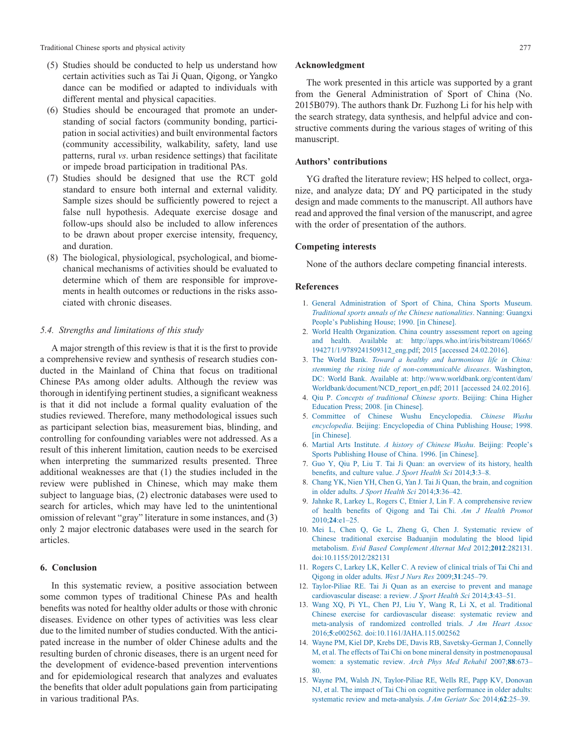(5) Studies should be conducted to help us understand how certain activities such as Tai Ji Quan, Qigong, or Yangko dance can be modified or adapted to individuals with different mental and physical capacities.
(6) Studies should be encouraged that promote an understanding of social factors (community bonding, participation in social activities) and built environmental factors (community accessibility, walkability, safety, land use patterns, rural *vs*. urban residence settings) that facilitate or impede broad participation in traditional PAs.
(7) Studies should be designed that use the RCT gold standard to ensure both internal and external validity. Sample sizes should be sufficiently powered to reject a false null hypothesis. Adequate exercise dosage and follow-ups should also be included to allow inferences to be drawn about proper exercise intensity, frequency, and duration.
(8) The biological, physiological, psychological, and biomechanical mechanisms of activities should be evaluated to determine which of them are responsible for improvements in health outcomes or reductions in the risks associated with chronic diseases.

### *5.4. Strengths and limitations of this study*

A major strength of this review is that it is the first to provide a comprehensive review and synthesis of research studies conducted in the Mainland of China that focus on traditional Chinese PAs among older adults. Although the review was thorough in identifying pertinent studies, a significant weakness is that it did not include a formal quality evaluation of the studies reviewed. Therefore, many methodological issues such as participant selection bias, measurement bias, blinding, and controlling for confounding variables were not addressed. As a result of this inherent limitation, caution needs to be exercised when interpreting the summarized results presented. Three additional weaknesses are that (1) the studies included in the review were published in Chinese, which may make them subject to language bias, (2) electronic databases were used to search for articles, which may have led to the unintentional omission of relevant "gray" literature in some instances, and (3) only 2 major electronic databases were used in the search for articles.

## 6. Conclusion

In this systematic review, a positive association between some common types of traditional Chinese PAs and health benefits was noted for healthy older adults or those with chronic diseases. Evidence on other types of activities was less clear due to the limited number of studies conducted. With the anticipated increase in the number of older Chinese adults and the resulting burden of chronic diseases, there is an urgent need for the development of evidence-based prevention interventions and for epidemiological research that analyzes and evaluates the benefits that older adult populations gain from participating in various traditional PAs.

## Acknowledgment

The work presented in this article was supported by a grant from the General Administration of Sport of China (No. 2015B079). The authors thank Dr. Fuzhong Li for his help with the search strategy, data synthesis, and helpful advice and constructive comments during the various stages of writing of this manuscript.

## Authors' contributions

YG drafted the literature review; HS helped to collect, organize, and analyze data; DY and PQ participated in the study design and made comments to the manuscript. All authors have read and approved the final version of the manuscript, and agree with the order of presentation of the authors.

## Competing interests

None of the authors declare competing financial interests.

## References

1. General Administration of Sport of China, China Sports Museum. *Traditional sports annals of the Chinese nationalities*. Nanning: Guangxi People's Publishing House; 1990. [in Chinese].
2. World Health Organization. China country assessment report on ageing and health. Available at: http://apps.who.int/iris/bitstream/10665/194271/1/9789241509312_eng.pdf; 2015 [accessed 24.02.2016].
3. The World Bank. *Toward a healthy and harmonious life in China: stemming the rising tide of non-communicable diseases*. Washington, DC: World Bank. Available at: http://www.worldbank.org/content/dam/Worldbank/document/NCD_report_en.pdf; 2011 [accessed 24.02.2016].
4. Qiu P. *Concepts of traditional Chinese sports*. Beijing: China Higher Education Press; 2008. [in Chinese].
5. Committee of Chinese Wushu Encyclopedia. *Chinese Wushu encyclopedia*. Beijing: Encyclopedia of China Publishing House; 1998. [in Chinese].
6. Martial Arts Institute. *A history of Chinese Wushu*. Beijing: People's Sports Publishing House of China. 1996. [in Chinese].
7. Guo Y, Qiu P, Liu T. Tai Ji Quan: an overview of its history, health benefits, and culture value. *J Sport Health Sci* 2014;**3**:3–8.
8. Chang YK, Nien YH, Chen G, Yan J. Tai Ji Quan, the brain, and cognition in older adults. *J Sport Health Sci* 2014;**3**:36–42.
9. Jahnke R, Larkey L, Rogers C, Etnier J, Lin F. A comprehensive review of health benefits of Qigong and Tai Chi. *Am J Health Promot* 2010;**24**:e1–25.
10. Mei L, Chen Q, Ge L, Zheng G, Chen J. Systematic review of Chinese traditional exercise Baduanjin modulating the blood lipid metabolism. *Evid Based Complement Alternat Med* 2012;**2012**:282131. doi:10.1155/2012/282131
11. Rogers C, Larkey LK, Keller C. A review of clinical trials of Tai Chi and Qigong in older adults. *West J Nurs Res* 2009;**31**:245–79.
12. Taylor-Piliae RE. Tai Ji Quan as an exercise to prevent and manage cardiovascular disease: a review. *J Sport Health Sci* 2014;**3**:43–51.
13. Wang XQ, Pi YL, Chen PJ, Liu Y, Wang R, Li X, et al. Traditional Chinese exercise for cardiovascular disease: systematic review and meta-analysis of randomized controlled trials. *J Am Heart Assoc* 2016;**5**:e002562. doi:10.1161/JAHA.115.002562
14. Wayne PM, Kiel DP, Krebs DE, Davis RB, Savetsky-German J, Connelly M, et al. The effects of Tai Chi on bone mineral density in postmenopausal women: a systematic review. *Arch Phys Med Rehabil* 2007;**88**:673–80.
15. Wayne PM, Walsh JN, Taylor-Piliae RE, Wells RE, Papp KV, Donovan NJ, et al. The impact of Tai Chi on cognitive performance in older adults: systematic review and meta-analysis. *J Am Geriatr Soc* 2014;**62**:25–39.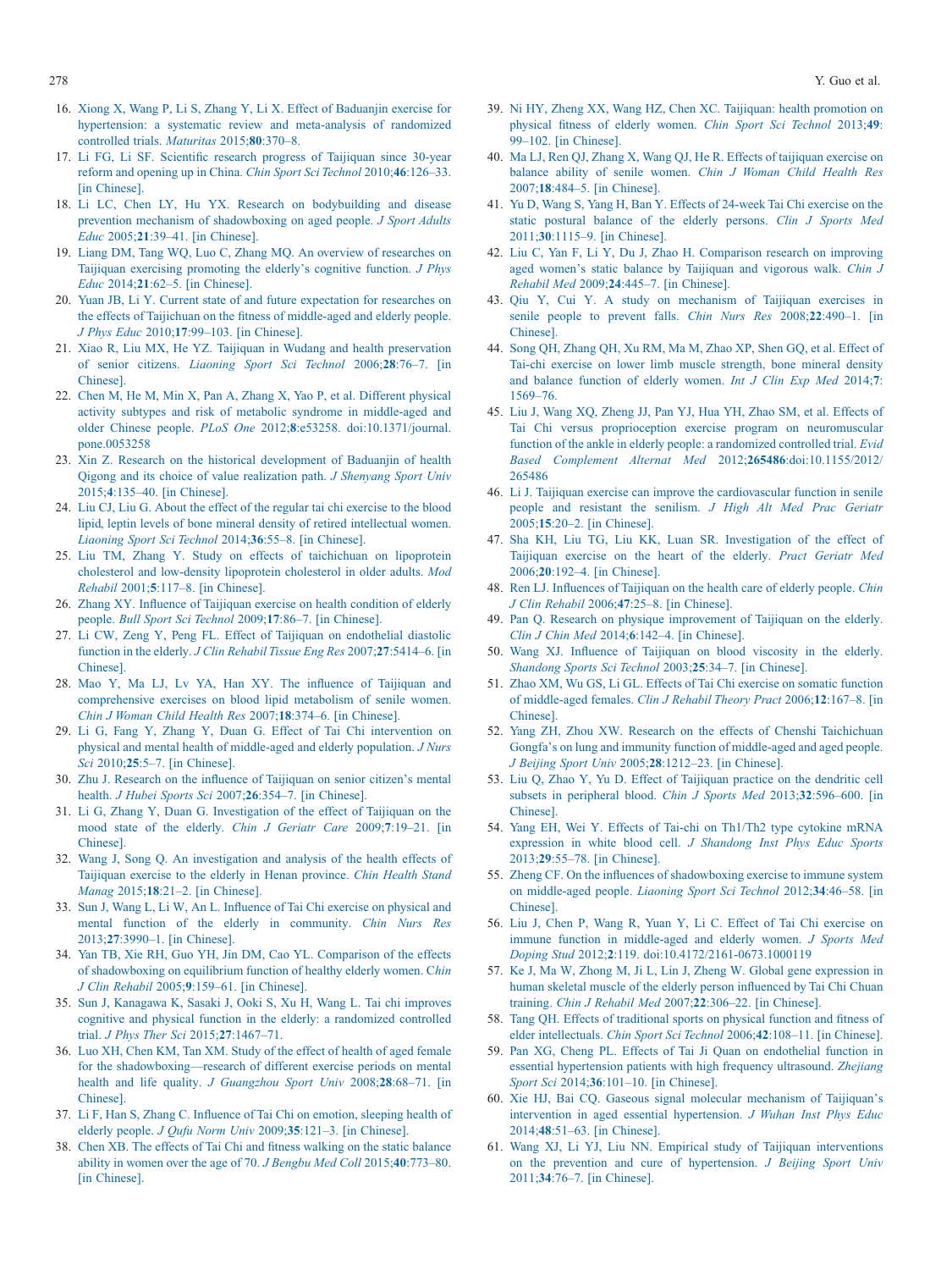16. Xiong X, Wang P, Li S, Zhang Y, Li X. Effect of Baduanjin exercise for hypertension: a systematic review and meta-analysis of randomized controlled trials. *Maturitas* 2015;**80**:370–8.
17. Li FG, Li SF. Scientific research progress of Taijiquan since 30-year reform and opening up in China. *Chin Sport Sci Technol* 2010;**46**:126–33. [in Chinese].
18. Li LC, Chen LY, Hu YX. Research on bodybuilding and disease prevention mechanism of shadowboxing on aged people. *J Sport Adults Educ* 2005;**21**:39–41. [in Chinese].
19. Liang DM, Tang WQ, Luo C, Zhang MQ. An overview of researches on Taijiquan exercising promoting the elderly's cognitive function. *J Phys Educ* 2014;**21**:62–5. [in Chinese].
20. Yuan JB, Li Y. Current state of and future expectation for researches on the effects of Taijichuan on the fitness of middle-aged and elderly people. *J Phys Educ* 2010;**17**:99–103. [in Chinese].
21. Xiao R, Liu MX, He YZ. Taijiquan in Wudang and health preservation of senior citizens. *Liaoning Sport Sci Technol* 2006;**28**:76–7. [in Chinese].
22. Chen M, He M, Min X, Pan A, Zhang X, Yao P, et al. Different physical activity subtypes and risk of metabolic syndrome in middle-aged and older Chinese people. *PLoS One* 2012;**8**:e53258. doi:10.1371/journal.pone.0053258
23. Xin Z. Research on the historical development of Baduanjin of health Qigong and its choice of value realization path. *J Shenyang Sport Univ* 2015;**4**:135–40. [in Chinese].
24. Liu CJ, Liu G. About the effect of the regular tai chi exercise to the blood lipid, leptin levels of bone mineral density of retired intellectual women. *Liaoning Sport Sci Technol* 2014;**36**:55–8. [in Chinese].
25. Liu TM, Zhang Y. Study on effects of taichichuan on lipoprotein cholesterol and low-density lipoprotein cholesterol in older adults. *Mod Rehabil* 2001;**5**:117–8. [in Chinese].
26. Zhang XY. Influence of Taijiquan exercise on health condition of elderly people. *Bull Sport Sci Technol* 2009;**17**:86–7. [in Chinese].
27. Li CW, Zeng Y, Peng FL. Effect of Taijiquan on endothelial diastolic function in the elderly. *J Clin Rehabil Tissue Eng Res* 2007;**27**:5414–6. [in Chinese].
28. Mao Y, Ma LJ, Lv YA, Han XY. The influence of Taijiquan and comprehensive exercises on blood lipid metabolism of senile women. *Chin J Woman Child Health Res* 2007;**18**:374–6. [in Chinese].
29. Li G, Fang Y, Zhang Y, Duan G. Effect of Tai Chi intervention on physical and mental health of middle-aged and elderly population. *J Nurs Sci* 2010;**25**:5–7. [in Chinese].
30. Zhu J. Research on the influence of Taijiquan on senior citizen's mental health. *J Hubei Sports Sci* 2007;**26**:354–7. [in Chinese].
31. Li G, Zhang Y, Duan G. Investigation of the effect of Taijiquan on the mood state of the elderly. *Chin J Geriatr Care* 2009;**7**:19–21. [in Chinese].
32. Wang J, Song Q. An investigation and analysis of the health effects of Taijiquan exercise to the elderly in Henan province. *Chin Health Stand Manag* 2015;**18**:21–2. [in Chinese].
33. Sun J, Wang L, Li W, An L. Influence of Tai Chi exercise on physical and mental function of the elderly in community. *Chin Nurs Res* 2013;**27**:3990–1. [in Chinese].
34. Yan TB, Xie RH, Guo YH, Jin DM, Cao YL. Comparison of the effects of shadowboxing on equilibrium function of healthy elderly women. *Chin J Clin Rehabil* 2005;**9**:159–61. [in Chinese].
35. Sun J, Kanagawa K, Sasaki J, Ooki S, Xu H, Wang L. Tai chi improves cognitive and physical function in the elderly: a randomized controlled trial. *J Phys Ther Sci* 2015;**27**:1467–71.
36. Luo XH, Chen KM, Tan XM. Study of the effect of health of aged female for the shadowboxing—research of different exercise periods on mental health and life quality. *J Guangzhou Sport Univ* 2008;**28**:68–71. [in Chinese].
37. Li F, Han S, Zhang C. Influence of Tai Chi on emotion, sleeping health of elderly people. *J Qufu Norm Univ* 2009;**35**:121–3. [in Chinese].
38. Chen XB. The effects of Tai Chi and fitness walking on the static balance ability in women over the age of 70. *J Bengbu Med Coll* 2015;**40**:773–80. [in Chinese].
39. Ni HY, Zheng XX, Wang HZ, Chen XC. Taijiquan: health promotion on physical fitness of elderly women. *Chin Sport Sci Technol* 2013;**49**: 99–102. [in Chinese].
40. Ma LJ, Ren QJ, Zhang X, Wang QJ, He R. Effects of taijiquan exercise on balance ability of senile women. *Chin J Woman Child Health Res* 2007;**18**:484–5. [in Chinese].
41. Yu D, Wang S, Yang H, Ban Y. Effects of 24-week Tai Chi exercise on the static postural balance of the elderly persons. *Clin J Sports Med* 2011;**30**:1115–9. [in Chinese].
42. Liu C, Yan F, Li Y, Du J, Zhao H. Comparison research on improving aged women's static balance by Taijiquan and vigorous walk. *Chin J Rehabil Med* 2009;**24**:445–7. [in Chinese].
43. Qiu Y, Cui Y. A study on mechanism of Taijiquan exercises in senile people to prevent falls. *Chin Nurs Res* 2008;**22**:490–1. [in Chinese].
44. Song QH, Zhang QH, Xu RM, Ma M, Zhao XP, Shen GQ, et al. Effect of Tai-chi exercise on lower limb muscle strength, bone mineral density and balance function of elderly women. *Int J Clin Exp Med* 2014;**7**: 1569–76.
45. Liu J, Wang XQ, Zheng JJ, Pan YJ, Hua YH, Zhao SM, et al. Effects of Tai Chi versus proprioception exercise program on neuromuscular function of the ankle in elderly people: a randomized controlled trial. *Evid Based Complement Alternat Med* 2012;**265486**:doi:10.1155/2012/265486
46. Li J. Taijiquan exercise can improve the cardiovascular function in senile people and resistant the senilism. *J High Alt Med Prac Geriatr* 2005;**15**:20–2. [in Chinese].
47. Sha KH, Liu TG, Liu KK, Luan SR. Investigation of the effect of Taijiquan exercise on the heart of the elderly. *Pract Geriatr Med* 2006;**20**:192–4. [in Chinese].
48. Ren LJ. Influences of Taijiquan on the health care of elderly people. *Chin J Clin Rehabil* 2006;**47**:25–8. [in Chinese].
49. Pan Q. Research on physique improvement of Taijiquan on the elderly. *Clin J Chin Med* 2014;**6**:142–4. [in Chinese].
50. Wang XJ. Influence of Taijiquan on blood viscosity in the elderly. *Shandong Sports Sci Technol* 2003;**25**:34–7. [in Chinese].
51. Zhao XM, Wu GS, Li GL. Effects of Tai Chi exercise on somatic function of middle-aged females. *Clin J Rehabil Theory Pract* 2006;**12**:167–8. [in Chinese].
52. Yang ZH, Zhou XW. Research on the effects of Chenshi Taichichuan Gongfa's on lung and immunity function of middle-aged and aged people. *J Beijing Sport Univ* 2005;**28**:1212–23. [in Chinese].
53. Liu Q, Zhao Y, Yu D. Effect of Taijiquan practice on the dendritic cell subsets in peripheral blood. *Chin J Sports Med* 2013;**32**:596–600. [in Chinese].
54. Yang EH, Wei Y. Effects of Tai-chi on Th1/Th2 type cytokine mRNA expression in white blood cell. *J Shandong Inst Phys Educ Sports* 2013;**29**:55–78. [in Chinese].
55. Zheng CF. On the influences of shadowboxing exercise to immune system on middle-aged people. *Liaoning Sport Sci Technol* 2012;**34**:46–58. [in Chinese].
56. Liu J, Chen P, Wang R, Yuan Y, Li C. Effect of Tai Chi exercise on immune function in middle-aged and elderly women. *J Sports Med Doping Stud* 2012;**2**:119. doi:10.4172/2161-0673.1000119
57. Ke J, Ma W, Zhong M, Ji L, Lin J, Zheng W. Global gene expression in human skeletal muscle of the elderly person influenced by Tai Chi Chuan training. *Chin J Rehabil Med* 2007;**22**:306–22. [in Chinese].
58. Tang QH. Effects of traditional sports on physical function and fitness of elder intellectuals. *Chin Sport Sci Technol* 2006;**42**:108–11. [in Chinese].
59. Pan XG, Cheng PL. Effects of Tai Ji Quan on endothelial function in essential hypertension patients with high frequency ultrasound. *Zhejiang Sport Sci* 2014;**36**:101–10. [in Chinese].
60. Xie HJ, Bai CQ. Gaseous signal molecular mechanism of Taijiquan's intervention in aged essential hypertension. *J Wuhan Inst Phys Educ* 2014;**48**:51–63. [in Chinese].
61. Wang XJ, Li YJ, Liu NN. Empirical study of Taijiquan interventions on the prevention and cure of hypertension. *J Beijing Sport Univ* 2011;**34**:76–7. [in Chinese].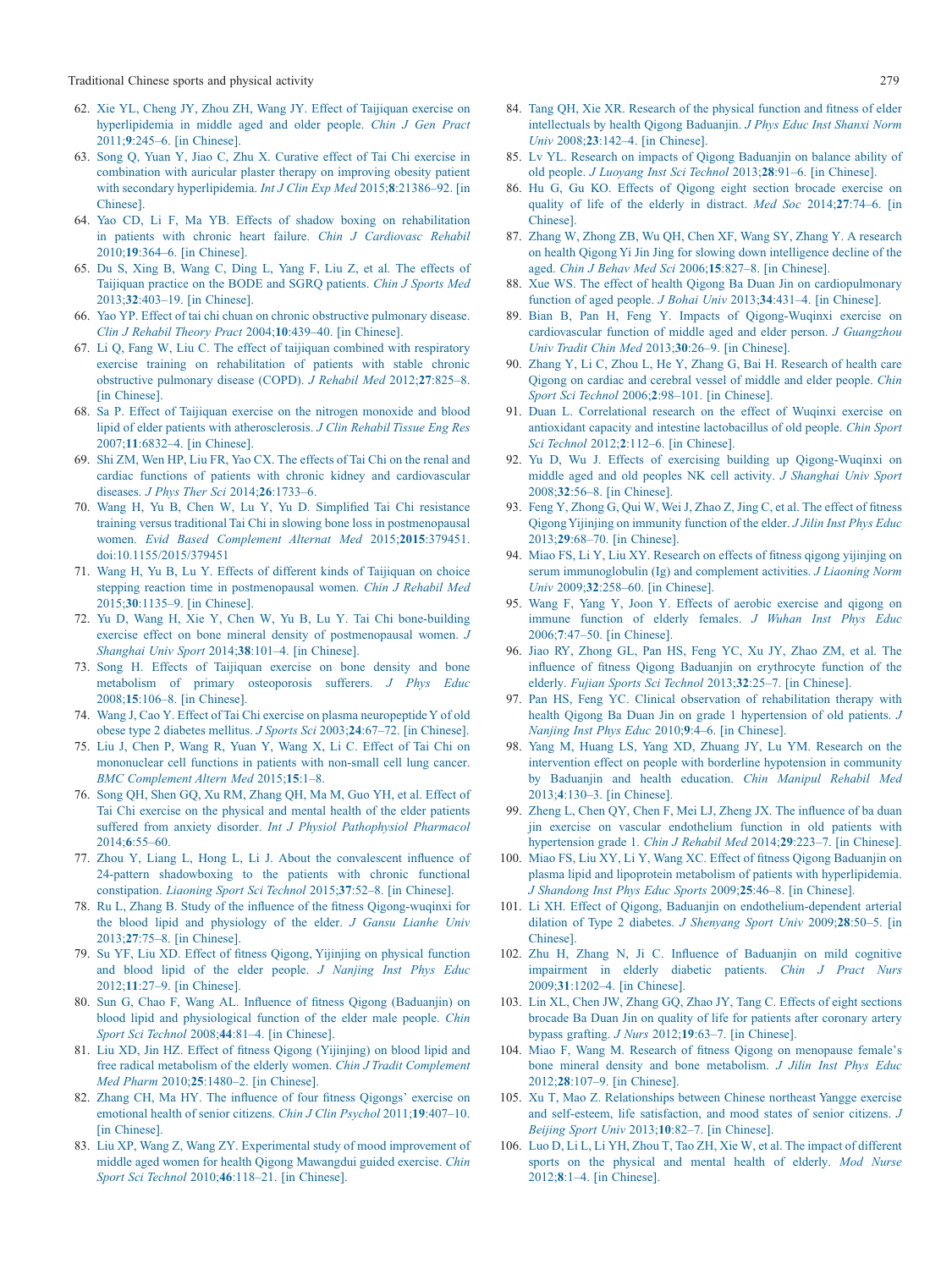62. Xie YL, Cheng JY, Zhou ZH, Wang JY. Effect of Taijiquan exercise on hyperlipidemia in middle aged and older people. *Chin J Gen Pract* 2011;**9**:245–6. [in Chinese].
63. Song Q, Yuan Y, Jiao C, Zhu X. Curative effect of Tai Chi exercise in combination with auricular plaster therapy on improving obesity patient with secondary hyperlipidemia. *Int J Clin Exp Med* 2015;**8**:21386–92. [in Chinese].
64. Yao CD, Li F, Ma YB. Effects of shadow boxing on rehabilitation in patients with chronic heart failure. *Chin J Cardiovasc Rehabil* 2010;**19**:364–6. [in Chinese].
65. Du S, Xing B, Wang C, Ding L, Yang F, Liu Z, et al. The effects of Taijiquan practice on the BODE and SGRQ patients. *Chin J Sports Med* 2013;**32**:403–19. [in Chinese].
66. Yao YP. Effect of tai chi chuan on chronic obstructive pulmonary disease. *Clin J Rehabil Theory Pract* 2004;**10**:439–40. [in Chinese].
67. Li Q, Fang W, Liu C. The effect of taijiquan combined with respiratory exercise training on rehabilitation of patients with stable chronic obstructive pulmonary disease (COPD). *J Rehabil Med* 2012;**27**:825–8. [in Chinese].
68. Sa P. Effect of Taijiquan exercise on the nitrogen monoxide and blood lipid of elder patients with atherosclerosis. *J Clin Rehabil Tissue Eng Res* 2007;**11**:6832–4. [in Chinese].
69. Shi ZM, Wen HP, Liu FR, Yao CX. The effects of Tai Chi on the renal and cardiac functions of patients with chronic kidney and cardiovascular diseases. *J Phys Ther Sci* 2014;**26**:1733–6.
70. Wang H, Yu B, Chen W, Lu Y, Yu D. Simplified Tai Chi resistance training versus traditional Tai Chi in slowing bone loss in postmenopausal women. *Evid Based Complement Alternat Med* 2015;**2015**:379451. doi:10.1155/2015/379451
71. Wang H, Yu B, Lu Y. Effects of different kinds of Taijiquan on choice stepping reaction time in postmenopausal women. *Chin J Rehabil Med* 2015;**30**:1135–9. [in Chinese].
72. Yu D, Wang H, Xie Y, Chen W, Yu B, Lu Y. Tai Chi bone-building exercise effect on bone mineral density of postmenopausal women. *J Shanghai Univ Sport* 2014;**38**:101–4. [in Chinese].
73. Song H. Effects of Taijiquan exercise on bone density and bone metabolism of primary osteoporosis sufferers. *J Phys Educ* 2008;**15**:106–8. [in Chinese].
74. Wang J, Cao Y. Effect of Tai Chi exercise on plasma neuropeptide Y of old obese type 2 diabetes mellitus. *J Sports Sci* 2003;**24**:67–72. [in Chinese].
75. Liu J, Chen P, Wang R, Yuan Y, Wang X, Li C. Effect of Tai Chi on mononuclear cell functions in patients with non-small cell lung cancer. *BMC Complement Altern Med* 2015;**15**:1–8.
76. Song QH, Shen GQ, Xu RM, Zhang QH, Ma M, Guo YH, et al. Effect of Tai Chi exercise on the physical and mental health of the elder patients suffered from anxiety disorder. *Int J Physiol Pathophysiol Pharmacol* 2014;**6**:55–60.
77. Zhou Y, Liang L, Hong L, Li J. About the convalescent influence of 24-pattern shadowboxing to the patients with chronic functional constipation. *Liaoning Sport Sci Technol* 2015;**37**:52–8. [in Chinese].
78. Ru L, Zhang B. Study of the influence of the fitness Qigong-wuqinxi for the blood lipid and physiology of the elder. *J Gansu Lianhe Univ* 2013;**27**:75–8. [in Chinese].
79. Su YF, Liu XD. Effect of fitness Qigong, Yijinjing on physical function and blood lipid of the elder people. *J Nanjing Inst Phys Educ* 2012;**11**:27–9. [in Chinese].
80. Sun G, Chao F, Wang AL. Influence of fitness Qigong (Baduanjin) on blood lipid and physiological function of the elder male people. *Chin Sport Sci Technol* 2008;**44**:81–4. [in Chinese].
81. Liu XD, Jin HZ. Effect of fitness Qigong (Yijinjing) on blood lipid and free radical metabolism of the elderly women. *Chin J Tradit Complement Med Pharm* 2010;**25**:1480–2. [in Chinese].
82. Zhang CH, Ma HY. The influence of four fitness Qigongs' exercise on emotional health of senior citizens. *Chin J Clin Psychol* 2011;**19**:407–10. [in Chinese].
83. Liu XP, Wang Z, Wang ZY. Experimental study of mood improvement of middle aged women for health Qigong Mawangdui guided exercise. *Chin Sport Sci Technol* 2010;**46**:118–21. [in Chinese].
84. Tang QH, Xie XR. Research of the physical function and fitness of elder intellectuals by health Qigong Baduanjin. *J Phys Educ Inst Shanxi Norm Univ* 2008;**23**:142–4. [in Chinese].
85. Lv YL. Research on impacts of Qigong Baduanjin on balance ability of old people. *J Luoyang Inst Sci Technol* 2013;**28**:91–6. [in Chinese].
86. Hu G, Gu KO. Effects of Qigong eight section brocade exercise on quality of life of the elderly in distract. *Med Soc* 2014;**27**:74–6. [in Chinese].
87. Zhang W, Zhong ZB, Wu QH, Chen XF, Wang SY, Zhang Y. A research on health Qigong Yi Jin Jing for slowing down intelligence decline of the aged. *Chin J Behav Med Sci* 2006;**15**:827–8. [in Chinese].
88. Xue WS. The effect of health Qigong Ba Duan Jin on cardiopulmonary function of aged people. *J Bohai Univ* 2013;**34**:431–4. [in Chinese].
89. Bian B, Pan H, Feng Y. Impacts of Qigong-Wuqinxi exercise on cardiovascular function of middle aged and elder person. *J Guangzhou Univ Tradit Chin Med* 2013;**30**:26–9. [in Chinese].
90. Zhang Y, Li C, Zhou L, He Y, Zhang G, Bai H. Research of health care Qigong on cardiac and cerebral vessel of middle and elder people. *Chin Sport Sci Technol* 2006;**2**:98–101. [in Chinese].
91. Duan L. Correlational research on the effect of Wuqinxi exercise on antioxidant capacity and intestine lactobacillus of old people. *Chin Sport Sci Technol* 2012;**2**:112–6. [in Chinese].
92. Yu D, Wu J. Effects of exercising building up Qigong-Wuqinxi on middle aged and old peoples NK cell activity. *J Shanghai Univ Sport* 2008;**32**:56–8. [in Chinese].
93. Feng Y, Zhong G, Qui W, Wei J, Zhao Z, Jing C, et al. The effect of fitness Qigong Yijinjing on immunity function of the elder. *J Jilin Inst Phys Educ* 2013;**29**:68–70. [in Chinese].
94. Miao FS, Li Y, Liu XY. Research on effects of fitness qigong yijinjing on serum immunoglobulin (Ig) and complement activities. *J Liaoning Norm Univ* 2009;**32**:258–60. [in Chinese].
95. Wang F, Yang Y, Joon Y. Effects of aerobic exercise and qigong on immune function of elderly females. *J Wuhan Inst Phys Educ* 2006;**7**:47–50. [in Chinese].
96. Jiao RY, Zhong GL, Pan HS, Feng YC, Xu JY, Zhao ZM, et al. The influence of fitness Qigong Baduanjin on erythrocyte function of the elderly. *Fujian Sports Sci Technol* 2013;**32**:25–7. [in Chinese].
97. Pan HS, Feng YC. Clinical observation of rehabilitation therapy with health Qigong Ba Duan Jin on grade 1 hypertension of old patients. *J Nanjing Inst Phys Educ* 2010;**9**:4–6. [in Chinese].
98. Yang M, Huang LS, Yang XD, Zhuang JY, Lu YM. Research on the intervention effect on people with borderline hypotension in community by Baduanjin and health education. *Chin Manipul Rehabil Med* 2013;**4**:130–3. [in Chinese].
99. Zheng L, Chen QY, Chen F, Mei LJ, Zheng JX. The influence of ba duan jin exercise on vascular endothelium function in old patients with hypertension grade 1. *Chin J Rehabil Med* 2014;**29**:223–7. [in Chinese].
100. Miao FS, Liu XY, Li Y, Wang XC. Effect of fitness Qigong Baduanjin on plasma lipid and lipoprotein metabolism of patients with hyperlipidemia. *J Shandong Inst Phys Educ Sports* 2009;**25**:46–8. [in Chinese].
101. Li XH. Effect of Qigong, Baduanjin on endothelium-dependent arterial dilation of Type 2 diabetes. *J Shenyang Sport Univ* 2009;**28**:50–5. [in Chinese].
102. Zhu H, Zhang N, Ji C. Influence of Baduanjin on mild cognitive impairment in elderly diabetic patients. *Chin J Pract Nurs* 2009;**31**:1202–4. [in Chinese].
103. Lin XL, Chen JW, Zhang GQ, Zhao JY, Tang C. Effects of eight sections brocade Ba Duan Jin on quality of life for patients after coronary artery bypass grafting. *J Nurs* 2012;**19**:63–7. [in Chinese].
104. Miao F, Wang M. Research of fitness Qigong on menopause female's bone mineral density and bone metabolism. *J Jilin Inst Phys Educ* 2012;**28**:107–9. [in Chinese].
105. Xu T, Mao Z. Relationships between Chinese northeast Yangge exercise and self-esteem, life satisfaction, and mood states of senior citizens. *J Beijing Sport Univ* 2013;**10**:82–7. [in Chinese].
106. Luo D, Li L, Li YH, Zhou T, Tao ZH, Xie W, et al. The impact of different sports on the physical and mental health of elderly. *Mod Nurse* 2012;**8**:1–4. [in Chinese].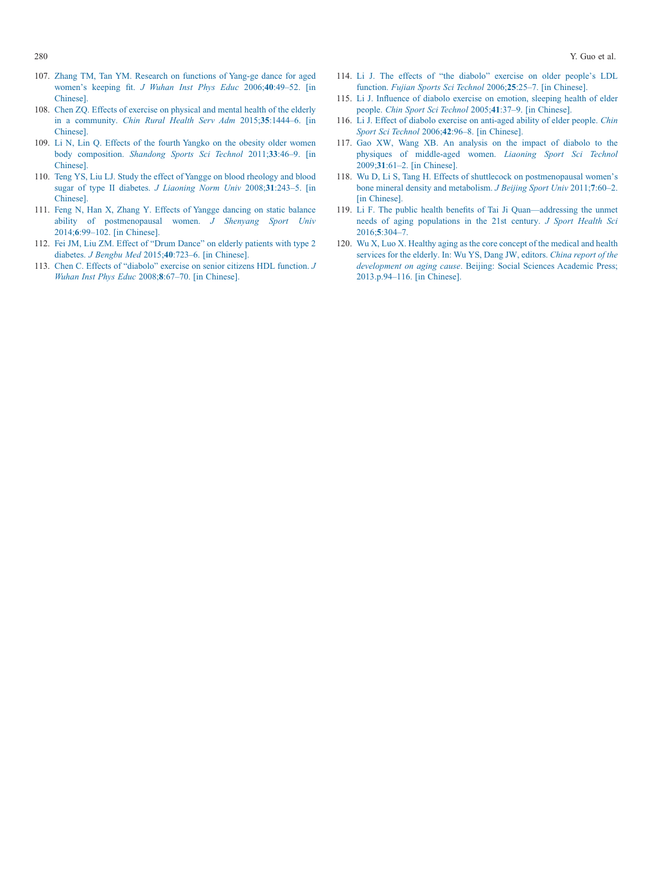107. Zhang TM, Tan YM. Research on functions of Yang-ge dance for aged women's keeping fit. *J Wuhan Inst Phys Educ* 2006;**40**:49–52. [in Chinese].
108. Chen ZQ. Effects of exercise on physical and mental health of the elderly in a community. *Chin Rural Health Serv Adm* 2015;**35**:1444–6. [in Chinese].
109. Li N, Lin Q. Effects of the fourth Yangko on the obesity older women body composition. *Shandong Sports Sci Technol* 2011;**33**:46–9. [in Chinese].
110. Teng YS, Liu LJ. Study the effect of Yangge on blood rheology and blood sugar of type II diabetes. *J Liaoning Norm Univ* 2008;**31**:243–5. [in Chinese].
111. Feng N, Han X, Zhang Y. Effects of Yangge dancing on static balance ability of postmenopausal women. *J Shenyang Sport Univ* 2014;**6**:99–102. [in Chinese].
112. Fei JM, Liu ZM. Effect of "Drum Dance" on elderly patients with type 2 diabetes. *J Bengbu Med* 2015;**40**:723–6. [in Chinese].
113. Chen C. Effects of "diabolo" exercise on senior citizens HDL function. *J Wuhan Inst Phys Educ* 2008;**8**:67–70. [in Chinese].
114. Li J. The effects of "the diabolo" exercise on older people's LDL function. *Fujian Sports Sci Technol* 2006;**25**:25–7. [in Chinese].
115. Li J. Influence of diabolo exercise on emotion, sleeping health of elder people. *Chin Sport Sci Technol* 2005;**41**:37–9. [in Chinese].
116. Li J. Effect of diabolo exercise on anti-aged ability of elder people. *Chin Sport Sci Technol* 2006;**42**:96–8. [in Chinese].
117. Gao XW, Wang XB. An analysis on the impact of diabolo to the physiques of middle-aged women. *Liaoning Sport Sci Technol* 2009;**31**:61–2. [in Chinese].
118. Wu D, Li S, Tang H. Effects of shuttlecock on postmenopausal women's bone mineral density and metabolism. *J Beijing Sport Univ* 2011;**7**:60–2. [in Chinese].
119. Li F. The public health benefits of Tai Ji Quan—addressing the unmet needs of aging populations in the 21st century. *J Sport Health Sci* 2016;**5**:304–7.
120. Wu X, Luo X. Healthy aging as the core concept of the medical and health services for the elderly. In: Wu YS, Dang JW, editors. *China report of the development on aging cause*. Beijing: Social Sciences Academic Press; 2013.p.94–116. [in Chinese].